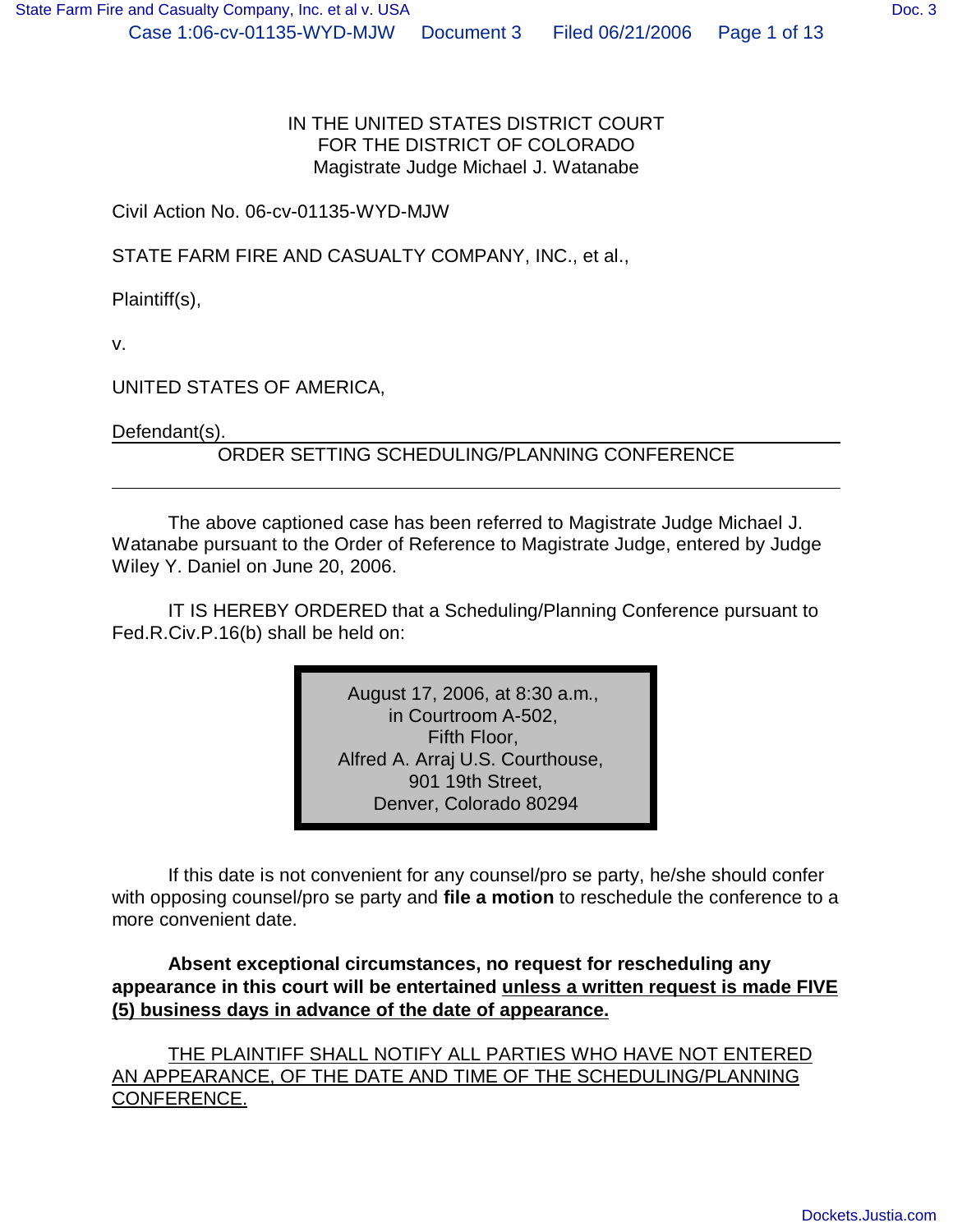IN THE UNITED STATES DISTRICT COURT
FOR THE DISTRICT OF COLORADO
Magistrate Judge Michael J. Watanabe

Civil Action No. 06-cv-01135-WYD-MJW

STATE FARM FIRE AND CASUALTY COMPANY, INC., et al.,

Plaintiff(s),

v.

UNITED STATES OF AMERICA,

Defendant(s).

## ORDER SETTING SCHEDULING/PLANNING CONFERENCE

The above captioned case has been referred to Magistrate Judge Michael J. Watanabe pursuant to the Order of Reference to Magistrate Judge, entered by Judge Wiley Y. Daniel on June 20, 2006.

IT IS HEREBY ORDERED that a Scheduling/Planning Conference pursuant to Fed.R.Civ.P.16(b) shall be held on:

> August 17, 2006, at 8:30 a.m.,
> in Courtroom A-502,
> Fifth Floor,
> Alfred A. Arraj U.S. Courthouse,
> 901 19th Street,
> Denver, Colorado 80294

If this date is not convenient for any counsel/pro se party, he/she should confer with opposing counsel/pro se party and **file a motion** to reschedule the conference to a more convenient date.

**Absent exceptional circumstances, no request for rescheduling any appearance in this court will be entertained unless a written request is made FIVE (5) business days in advance of the date of appearance.**

THE PLAINTIFF SHALL NOTIFY ALL PARTIES WHO HAVE NOT ENTERED AN APPEARANCE, OF THE DATE AND TIME OF THE SCHEDULING/PLANNING CONFERENCE.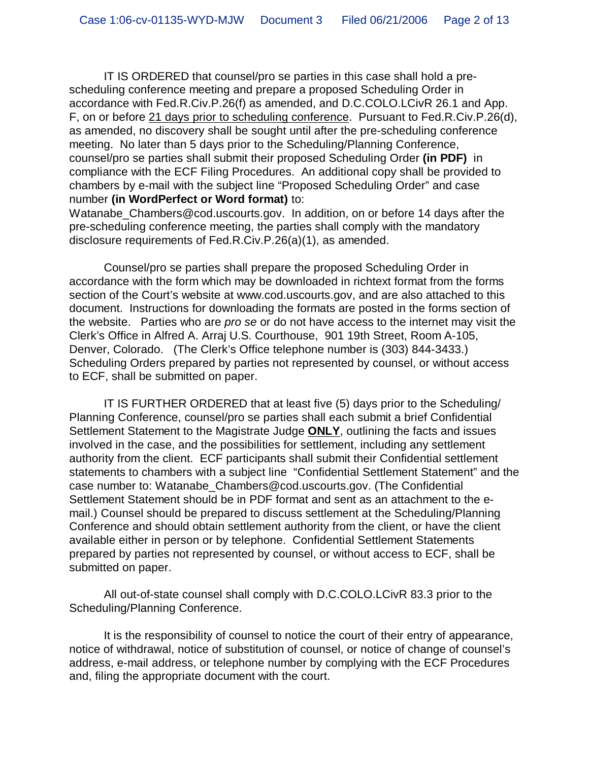IT IS ORDERED that counsel/pro se parties in this case shall hold a pre-scheduling conference meeting and prepare a proposed Scheduling Order in accordance with Fed.R.Civ.P.26(f) as amended, and D.C.COLO.LCivR 26.1 and App. F, on or before 21 days prior to scheduling conference. Pursuant to Fed.R.Civ.P.26(d), as amended, no discovery shall be sought until after the pre-scheduling conference meeting. No later than 5 days prior to the Scheduling/Planning Conference, counsel/pro se parties shall submit their proposed Scheduling Order **(in PDF)** in compliance with the ECF Filing Procedures. An additional copy shall be provided to chambers by e-mail with the subject line "Proposed Scheduling Order" and case number **(in WordPerfect or Word format)** to: Watanabe_Chambers@cod.uscourts.gov. In addition, on or before 14 days after the pre-scheduling conference meeting, the parties shall comply with the mandatory disclosure requirements of Fed.R.Civ.P.26(a)(1), as amended.

Counsel/pro se parties shall prepare the proposed Scheduling Order in accordance with the form which may be downloaded in richtext format from the forms section of the Court's website at www.cod.uscourts.gov, and are also attached to this document. Instructions for downloading the formats are posted in the forms section of the website. Parties who are *pro se* or do not have access to the internet may visit the Clerk's Office in Alfred A. Arraj U.S. Courthouse, 901 19th Street, Room A-105, Denver, Colorado. (The Clerk's Office telephone number is (303) 844-3433.) Scheduling Orders prepared by parties not represented by counsel, or without access to ECF, shall be submitted on paper.

IT IS FURTHER ORDERED that at least five (5) days prior to the Scheduling/ Planning Conference, counsel/pro se parties shall each submit a brief Confidential Settlement Statement to the Magistrate Judge **ONLY**, outlining the facts and issues involved in the case, and the possibilities for settlement, including any settlement authority from the client. ECF participants shall submit their Confidential settlement statements to chambers with a subject line "Confidential Settlement Statement" and the case number to: Watanabe_Chambers@cod.uscourts.gov. (The Confidential Settlement Statement should be in PDF format and sent as an attachment to the e-mail.) Counsel should be prepared to discuss settlement at the Scheduling/Planning Conference and should obtain settlement authority from the client, or have the client available either in person or by telephone. Confidential Settlement Statements prepared by parties not represented by counsel, or without access to ECF, shall be submitted on paper.

All out-of-state counsel shall comply with D.C.COLO.LCivR 83.3 prior to the Scheduling/Planning Conference.

It is the responsibility of counsel to notice the court of their entry of appearance, notice of withdrawal, notice of substitution of counsel, or notice of change of counsel's address, e-mail address, or telephone number by complying with the ECF Procedures and, filing the appropriate document with the court.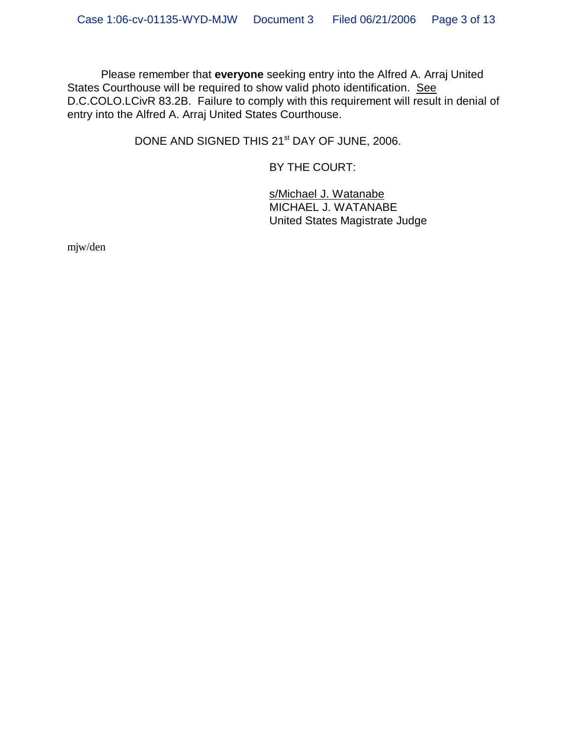Please remember that **everyone** seeking entry into the Alfred A. Arraj United States Courthouse will be required to show valid photo identification. See D.C.COLO.LCivR 83.2B. Failure to comply with this requirement will result in denial of entry into the Alfred A. Arraj United States Courthouse.

DONE AND SIGNED THIS 21st DAY OF JUNE, 2006.

BY THE COURT:

s/Michael J. Watanabe
MICHAEL J. WATANABE
United States Magistrate Judge

mjw/den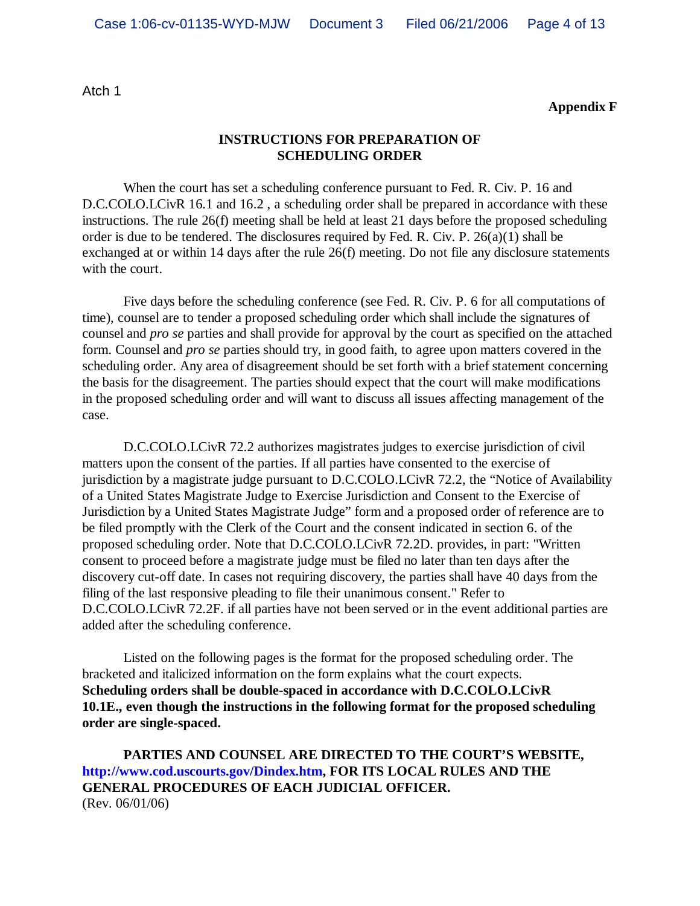Atch 1

**Appendix F**

**INSTRUCTIONS FOR PREPARATION OF SCHEDULING ORDER**

When the court has set a scheduling conference pursuant to Fed. R. Civ. P. 16 and D.C.COLO.LCivR 16.1 and 16.2 , a scheduling order shall be prepared in accordance with these instructions. The rule 26(f) meeting shall be held at least 21 days before the proposed scheduling order is due to be tendered. The disclosures required by Fed. R. Civ. P. 26(a)(1) shall be exchanged at or within 14 days after the rule 26(f) meeting. Do not file any disclosure statements with the court.

Five days before the scheduling conference (see Fed. R. Civ. P. 6 for all computations of time), counsel are to tender a proposed scheduling order which shall include the signatures of counsel and *pro se* parties and shall provide for approval by the court as specified on the attached form. Counsel and *pro se* parties should try, in good faith, to agree upon matters covered in the scheduling order. Any area of disagreement should be set forth with a brief statement concerning the basis for the disagreement. The parties should expect that the court will make modifications in the proposed scheduling order and will want to discuss all issues affecting management of the case.

D.C.COLO.LCivR 72.2 authorizes magistrates judges to exercise jurisdiction of civil matters upon the consent of the parties. If all parties have consented to the exercise of jurisdiction by a magistrate judge pursuant to D.C.COLO.LCivR 72.2, the "Notice of Availability of a United States Magistrate Judge to Exercise Jurisdiction and Consent to the Exercise of Jurisdiction by a United States Magistrate Judge" form and a proposed order of reference are to be filed promptly with the Clerk of the Court and the consent indicated in section 6. of the proposed scheduling order. Note that D.C.COLO.LCivR 72.2D. provides, in part: "Written consent to proceed before a magistrate judge must be filed no later than ten days after the discovery cut-off date. In cases not requiring discovery, the parties shall have 40 days from the filing of the last responsive pleading to file their unanimous consent." Refer to D.C.COLO.LCivR 72.2F. if all parties have not been served or in the event additional parties are added after the scheduling conference.

Listed on the following pages is the format for the proposed scheduling order. The bracketed and italicized information on the form explains what the court expects. **Scheduling orders shall be double-spaced in accordance with D.C.COLO.LCivR 10.1E., even though the instructions in the following format for the proposed scheduling order are single-spaced.**

**PARTIES AND COUNSEL ARE DIRECTED TO THE COURT'S WEBSITE, http://www.cod.uscourts.gov/Dindex.htm, FOR ITS LOCAL RULES AND THE GENERAL PROCEDURES OF EACH JUDICIAL OFFICER.**

(Rev. 06/01/06)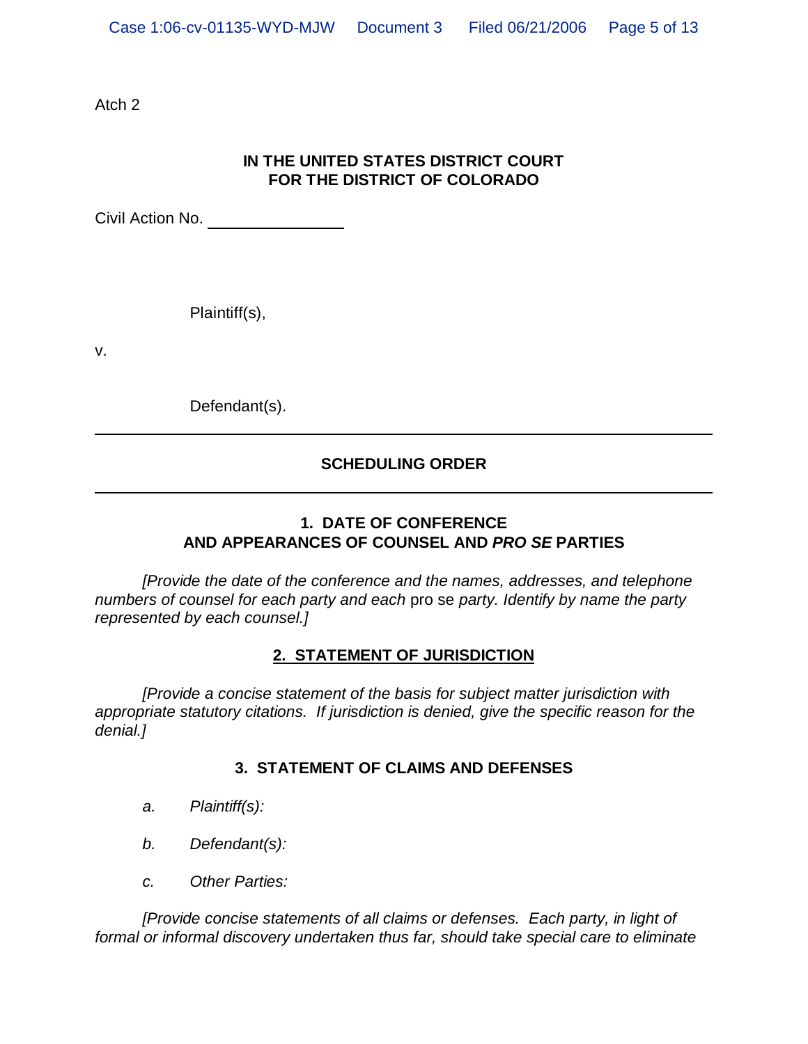Atch 2

**IN THE UNITED STATES DISTRICT COURT**
**FOR THE DISTRICT OF COLORADO**

Civil Action No. ______________

Plaintiff(s),

v.

Defendant(s).

---

**SCHEDULING ORDER**

---

**1. DATE OF CONFERENCE**
**AND APPEARANCES OF COUNSEL AND *PRO SE* PARTIES**

*[Provide the date of the conference and the names, addresses, and telephone numbers of counsel for each party and each* pro se *party. Identify by name the party represented by each counsel.]*

**<u>2. STATEMENT OF JURISDICTION</u>**

*[Provide a concise statement of the basis for subject matter jurisdiction with appropriate statutory citations. If jurisdiction is denied, give the specific reason for the denial.]*

**3. STATEMENT OF CLAIMS AND DEFENSES**

*a. Plaintiff(s):*

*b. Defendant(s):*

*c. Other Parties:*

*[Provide concise statements of all claims or defenses. Each party, in light of formal or informal discovery undertaken thus far, should take special care to eliminate*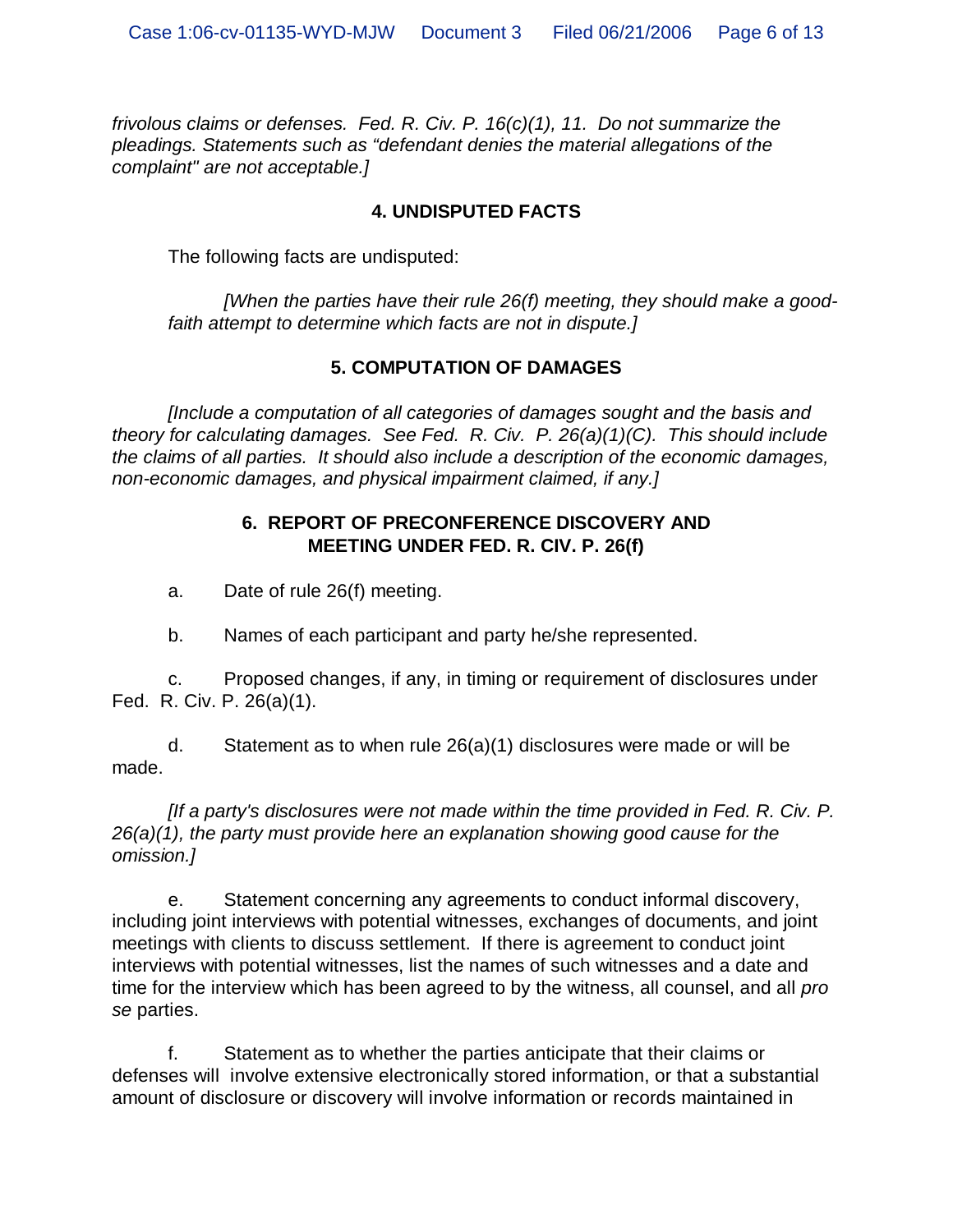*frivolous claims or defenses. Fed. R. Civ. P. 16(c)(1), 11. Do not summarize the pleadings. Statements such as "defendant denies the material allegations of the complaint" are not acceptable.]*

## 4. UNDISPUTED FACTS

The following facts are undisputed:

*[When the parties have their rule 26(f) meeting, they should make a good-faith attempt to determine which facts are not in dispute.]*

## 5. COMPUTATION OF DAMAGES

*[Include a computation of all categories of damages sought and the basis and theory for calculating damages. See Fed. R. Civ. P. 26(a)(1)(C). This should include the claims of all parties. It should also include a description of the economic damages, non-economic damages, and physical impairment claimed, if any.]*

## 6. REPORT OF PRECONFERENCE DISCOVERY AND MEETING UNDER FED. R. CIV. P. 26(f)

a. Date of rule 26(f) meeting.

b. Names of each participant and party he/she represented.

c. Proposed changes, if any, in timing or requirement of disclosures under Fed. R. Civ. P. 26(a)(1).

d. Statement as to when rule 26(a)(1) disclosures were made or will be made.

*[If a party's disclosures were not made within the time provided in Fed. R. Civ. P. 26(a)(1), the party must provide here an explanation showing good cause for the omission.]*

e. Statement concerning any agreements to conduct informal discovery, including joint interviews with potential witnesses, exchanges of documents, and joint meetings with clients to discuss settlement. If there is agreement to conduct joint interviews with potential witnesses, list the names of such witnesses and a date and time for the interview which has been agreed to by the witness, all counsel, and all *pro se* parties.

f. Statement as to whether the parties anticipate that their claims or defenses will involve extensive electronically stored information, or that a substantial amount of disclosure or discovery will involve information or records maintained in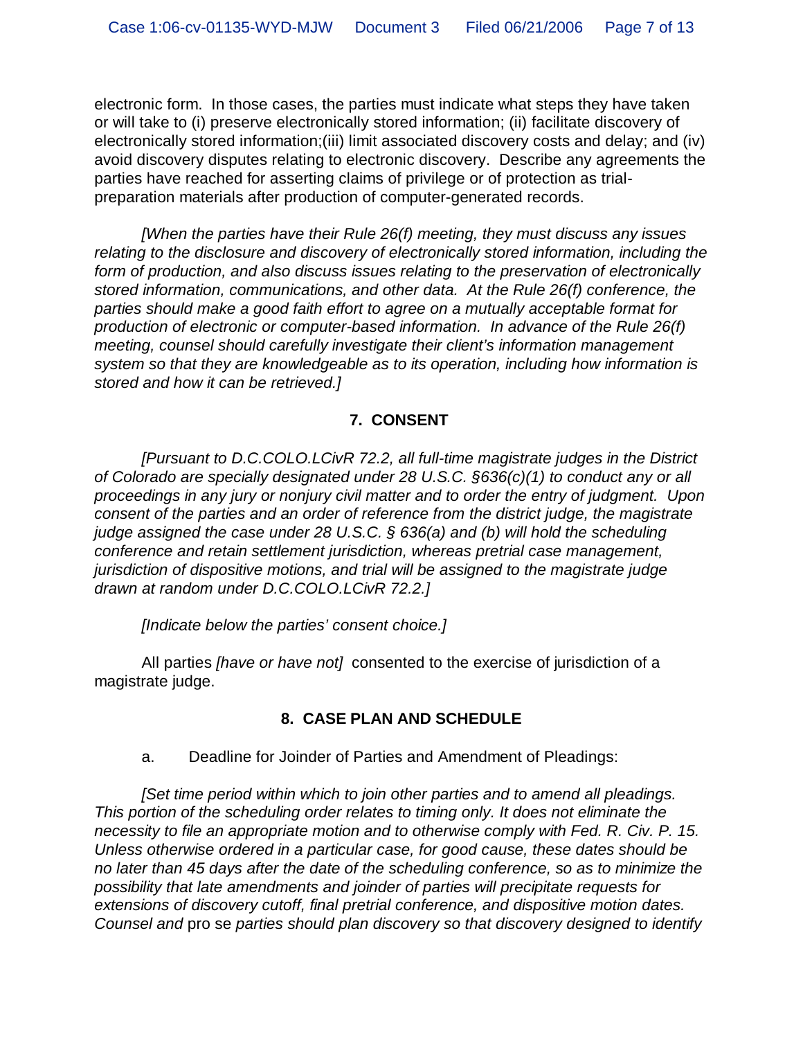electronic form. In those cases, the parties must indicate what steps they have taken or will take to (i) preserve electronically stored information; (ii) facilitate discovery of electronically stored information;(iii) limit associated discovery costs and delay; and (iv) avoid discovery disputes relating to electronic discovery. Describe any agreements the parties have reached for asserting claims of privilege or of protection as trial-preparation materials after production of computer-generated records.

*[When the parties have their Rule 26(f) meeting, they must discuss any issues relating to the disclosure and discovery of electronically stored information, including the form of production, and also discuss issues relating to the preservation of electronically stored information, communications, and other data. At the Rule 26(f) conference, the parties should make a good faith effort to agree on a mutually acceptable format for production of electronic or computer-based information. In advance of the Rule 26(f) meeting, counsel should carefully investigate their client's information management system so that they are knowledgeable as to its operation, including how information is stored and how it can be retrieved.]*

## 7. CONSENT

*[Pursuant to D.C.COLO.LCivR 72.2, all full-time magistrate judges in the District of Colorado are specially designated under 28 U.S.C. §636(c)(1) to conduct any or all proceedings in any jury or nonjury civil matter and to order the entry of judgment. Upon consent of the parties and an order of reference from the district judge, the magistrate judge assigned the case under 28 U.S.C. § 636(a) and (b) will hold the scheduling conference and retain settlement jurisdiction, whereas pretrial case management, jurisdiction of dispositive motions, and trial will be assigned to the magistrate judge drawn at random under D.C.COLO.LCivR 72.2.]*

*[Indicate below the parties' consent choice.]*

All parties *[have or have not]* consented to the exercise of jurisdiction of a magistrate judge.

## 8. CASE PLAN AND SCHEDULE

a. Deadline for Joinder of Parties and Amendment of Pleadings:

*[Set time period within which to join other parties and to amend all pleadings. This portion of the scheduling order relates to timing only. It does not eliminate the necessity to file an appropriate motion and to otherwise comply with Fed. R. Civ. P. 15. Unless otherwise ordered in a particular case, for good cause, these dates should be no later than 45 days after the date of the scheduling conference, so as to minimize the possibility that late amendments and joinder of parties will precipitate requests for extensions of discovery cutoff, final pretrial conference, and dispositive motion dates. Counsel and* pro se *parties should plan discovery so that discovery designed to identify*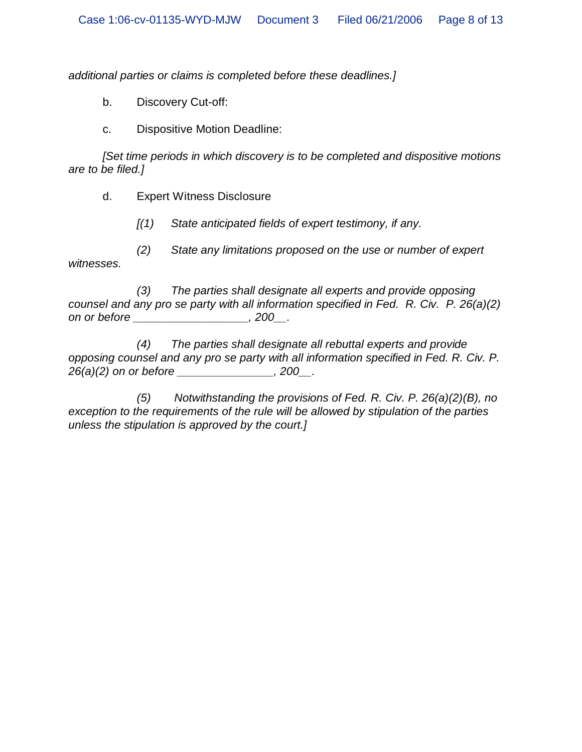*additional parties or claims is completed before these deadlines.]*

b. Discovery Cut-off:

c. Dispositive Motion Deadline:

*[Set time periods in which discovery is to be completed and dispositive motions are to be filed.]*

d. Expert Witness Disclosure

*[(1) State anticipated fields of expert testimony, if any.*

*(2) State any limitations proposed on the use or number of expert witnesses.*

*(3) The parties shall designate all experts and provide opposing counsel and any pro se party with all information specified in Fed. R. Civ. P. 26(a)(2) on or before _________________, 200__.*

*(4) The parties shall designate all rebuttal experts and provide opposing counsel and any pro se party with all information specified in Fed. R. Civ. P. 26(a)(2) on or before ______________, 200__.*

*(5) Notwithstanding the provisions of Fed. R. Civ. P. 26(a)(2)(B), no exception to the requirements of the rule will be allowed by stipulation of the parties unless the stipulation is approved by the court.]*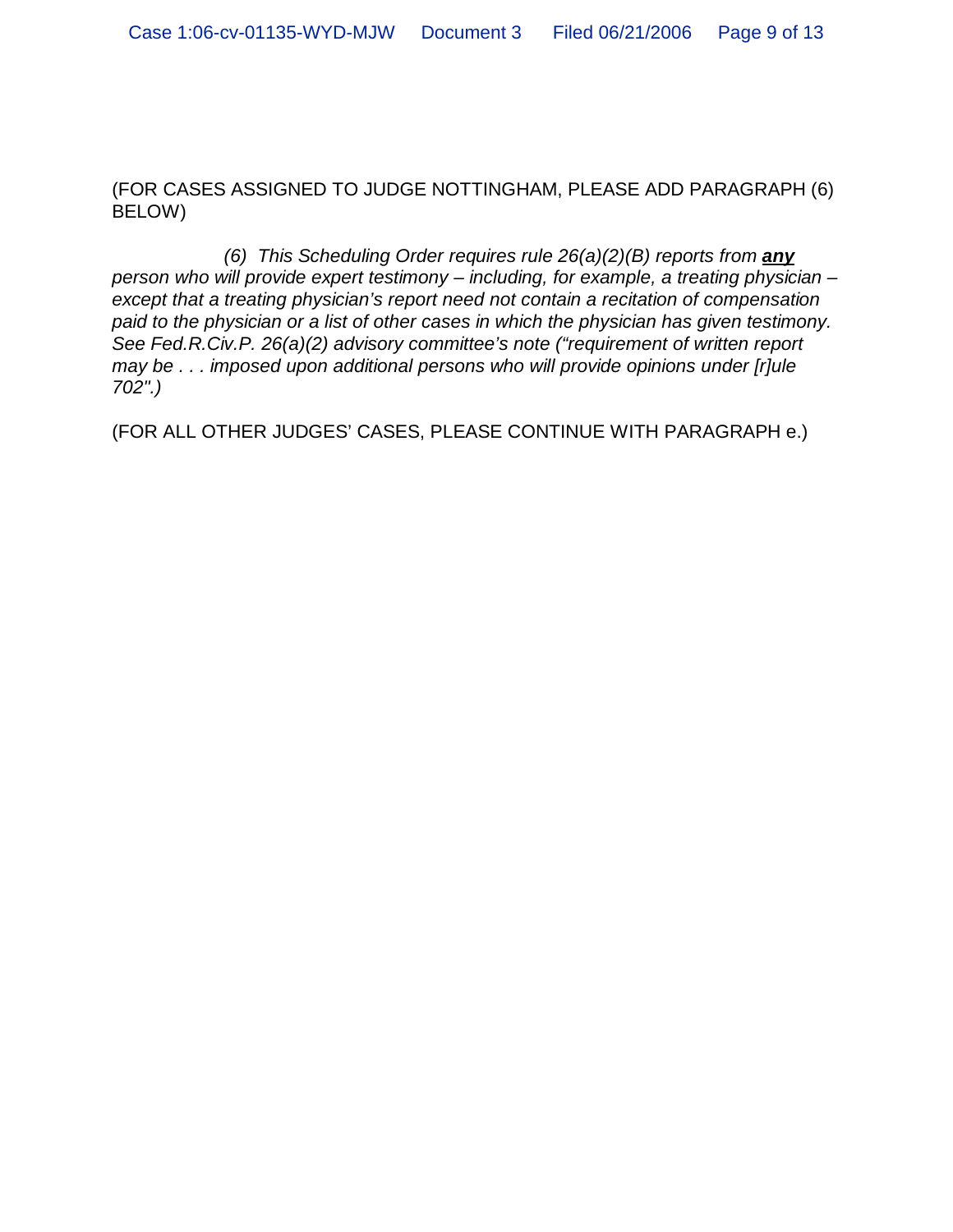(FOR CASES ASSIGNED TO JUDGE NOTTINGHAM, PLEASE ADD PARAGRAPH (6) BELOW)

*(6) This Scheduling Order requires rule 26(a)(2)(B) reports from **any** person who will provide expert testimony – including, for example, a treating physician – except that a treating physician's report need not contain a recitation of compensation paid to the physician or a list of other cases in which the physician has given testimony. See Fed.R.Civ.P. 26(a)(2) advisory committee's note ("requirement of written report may be . . . imposed upon additional persons who will provide opinions under [r]ule 702".)*

(FOR ALL OTHER JUDGES' CASES, PLEASE CONTINUE WITH PARAGRAPH e.)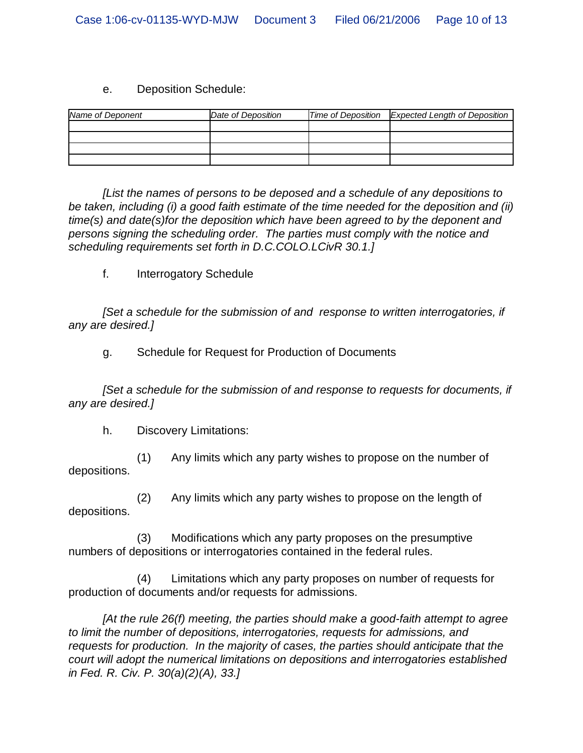e. Deposition Schedule:

| *Name of Deponent* | *Date of Deposition* | *Time of Deposition* | *Expected Length of Deposition* |
|---|---|---|---|
| | | | |
| | | | |
| | | | |
| | | | |

*[List the names of persons to be deposed and a schedule of any depositions to be taken, including (i) a good faith estimate of the time needed for the deposition and (ii) time(s) and date(s)for the deposition which have been agreed to by the deponent and persons signing the scheduling order. The parties must comply with the notice and scheduling requirements set forth in D.C.COLO.LCivR 30.1.]*

f. Interrogatory Schedule

*[Set a schedule for the submission of and response to written interrogatories, if any are desired.]*

g. Schedule for Request for Production of Documents

*[Set a schedule for the submission of and response to requests for documents, if any are desired.]*

h. Discovery Limitations:

(1) Any limits which any party wishes to propose on the number of depositions.

(2) Any limits which any party wishes to propose on the length of depositions.

(3) Modifications which any party proposes on the presumptive numbers of depositions or interrogatories contained in the federal rules.

(4) Limitations which any party proposes on number of requests for production of documents and/or requests for admissions.

*[At the rule 26(f) meeting, the parties should make a good-faith attempt to agree to limit the number of depositions, interrogatories, requests for admissions, and requests for production. In the majority of cases, the parties should anticipate that the court will adopt the numerical limitations on depositions and interrogatories established in Fed. R. Civ. P. 30(a)(2)(A), 33.]*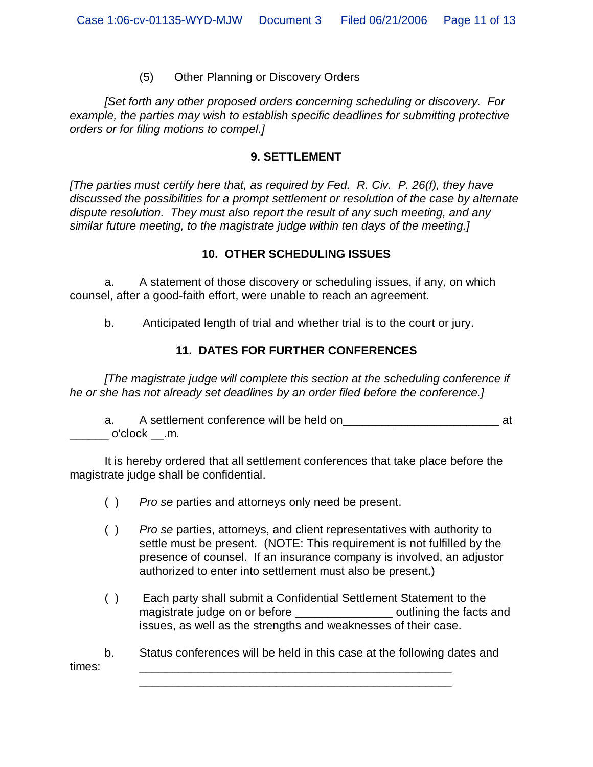(5) Other Planning or Discovery Orders

*[Set forth any other proposed orders concerning scheduling or discovery. For example, the parties may wish to establish specific deadlines for submitting protective orders or for filing motions to compel.]*

## 9. SETTLEMENT

*[The parties must certify here that, as required by Fed. R. Civ. P. 26(f), they have discussed the possibilities for a prompt settlement or resolution of the case by alternate dispute resolution. They must also report the result of any such meeting, and any similar future meeting, to the magistrate judge within ten days of the meeting.]*

## 10. OTHER SCHEDULING ISSUES

a. A statement of those discovery or scheduling issues, if any, on which counsel, after a good-faith effort, were unable to reach an agreement.

b. Anticipated length of trial and whether trial is to the court or jury.

## 11. DATES FOR FURTHER CONFERENCES

*[The magistrate judge will complete this section at the scheduling conference if he or she has not already set deadlines by an order filed before the conference.]*

a. A settlement conference will be held on________________________ at ______ o'clock __.m.

It is hereby ordered that all settlement conferences that take place before the magistrate judge shall be confidential.

( ) *Pro se* parties and attorneys only need be present.

( ) *Pro se* parties, attorneys, and client representatives with authority to settle must be present. (NOTE: This requirement is not fulfilled by the presence of counsel. If an insurance company is involved, an adjustor authorized to enter into settlement must also be present.)

( ) Each party shall submit a Confidential Settlement Statement to the magistrate judge on or before _______________ outlining the facts and issues, as well as the strengths and weaknesses of their case.

b. Status conferences will be held in this case at the following dates and times: ________________________________________________

________________________________________________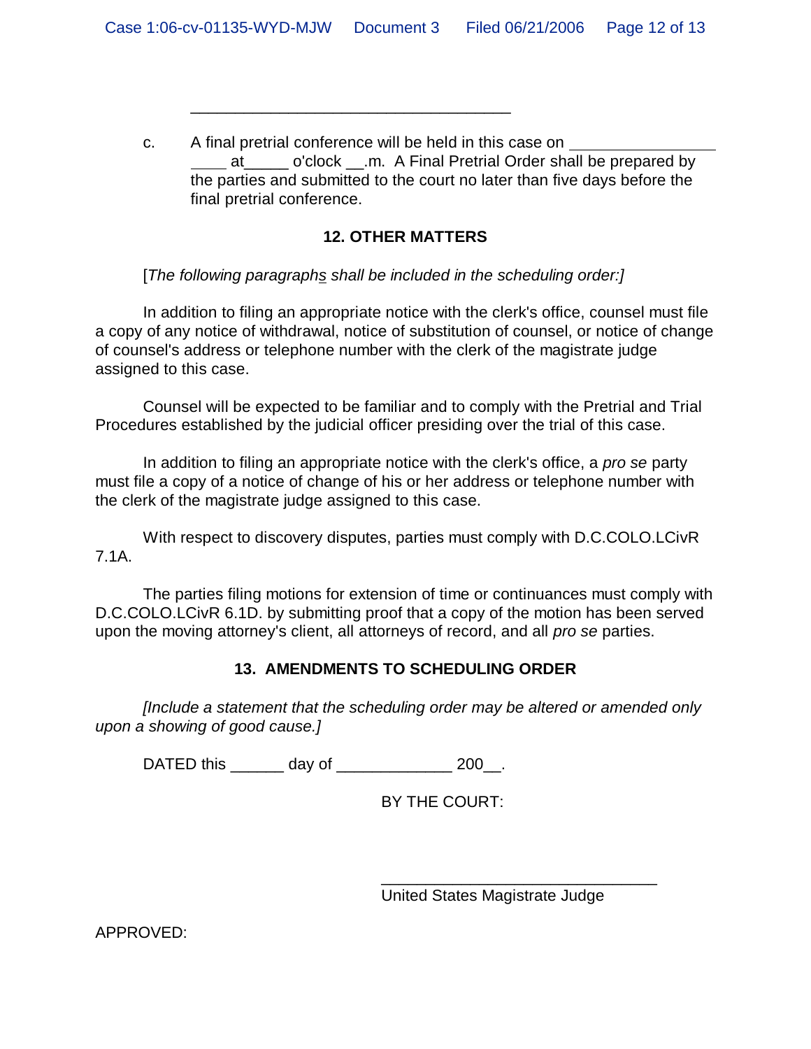\_\_\_\_\_\_\_\_\_\_\_\_\_\_\_\_\_\_\_\_\_\_\_\_\_\_\_\_\_\_\_\_\_\_\_\_\_\_\_\_

c. A final pretrial conference will be held in this case on \_\_\_\_\_\_\_\_\_\_\_\_\_\_\_\_\_\_\_\_ \_\_\_\_ at\_\_\_\_\_ o'clock \_\_.m. A Final Pretrial Order shall be prepared by the parties and submitted to the court no later than five days before the final pretrial conference.

## 12. OTHER MATTERS

[*The following paragraphs shall be included in the scheduling order:]*

In addition to filing an appropriate notice with the clerk's office, counsel must file a copy of any notice of withdrawal, notice of substitution of counsel, or notice of change of counsel's address or telephone number with the clerk of the magistrate judge assigned to this case.

Counsel will be expected to be familiar and to comply with the Pretrial and Trial Procedures established by the judicial officer presiding over the trial of this case.

In addition to filing an appropriate notice with the clerk's office, a *pro se* party must file a copy of a notice of change of his or her address or telephone number with the clerk of the magistrate judge assigned to this case.

With respect to discovery disputes, parties must comply with D.C.COLO.LCivR 7.1A.

The parties filing motions for extension of time or continuances must comply with D.C.COLO.LCivR 6.1D. by submitting proof that a copy of the motion has been served upon the moving attorney's client, all attorneys of record, and all *pro se* parties.

## 13. AMENDMENTS TO SCHEDULING ORDER

*[Include a statement that the scheduling order may be altered or amended only upon a showing of good cause.]*

DATED this \_\_\_\_\_\_ day of \_\_\_\_\_\_\_\_\_\_\_\_\_ 200\_\_.

BY THE COURT:

\_\_\_\_\_\_\_\_\_\_\_\_\_\_\_\_\_\_\_\_\_\_\_\_\_\_\_\_\_\_\_\_\_\_\_\_
United States Magistrate Judge

APPROVED: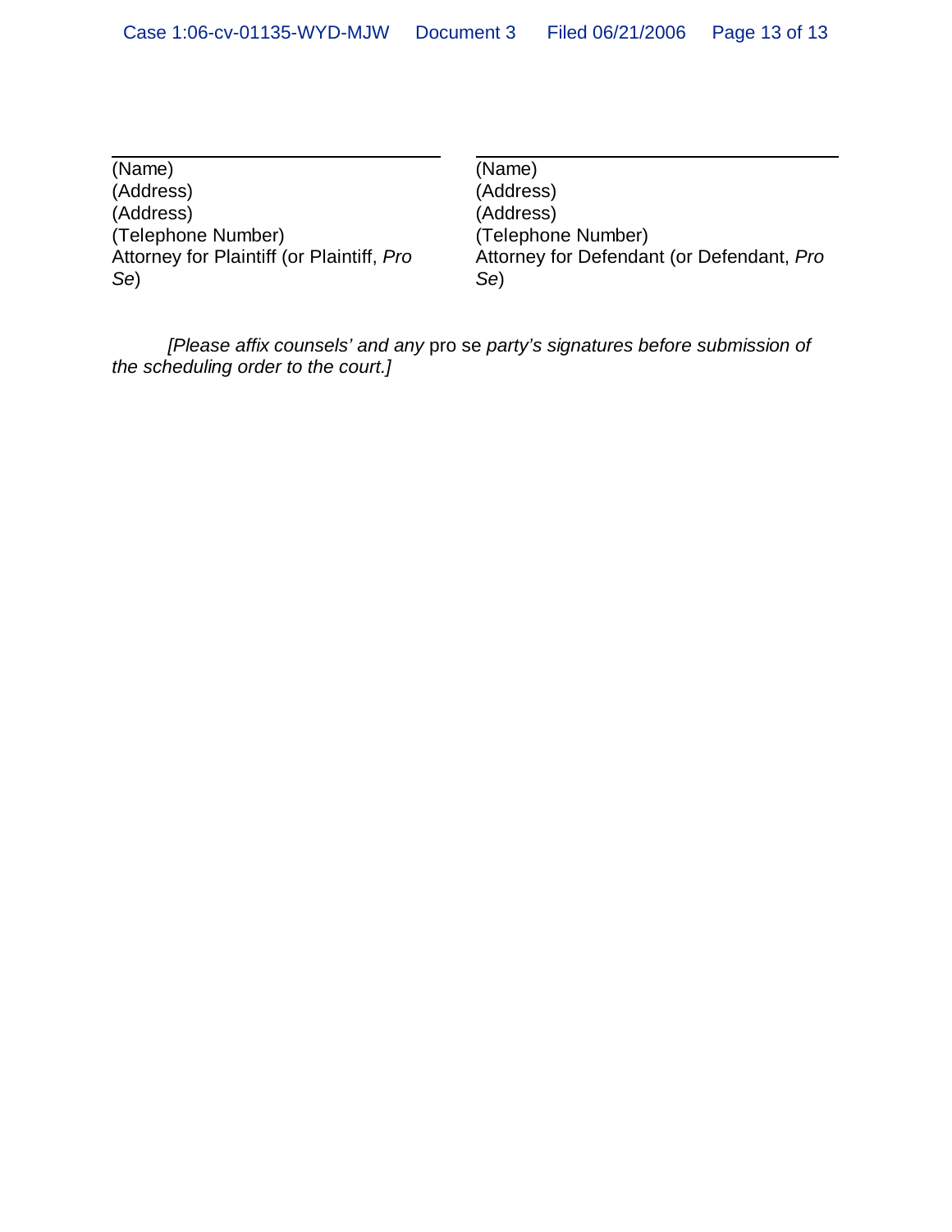\_\_\_\_\_\_\_\_\_\_\_\_\_\_\_\_\_\_\_\_\_\_\_\_\_\_\_\_\_\_\_\_\_\_\_\_\_\_
(Name)
(Address)
(Address)
(Telephone Number)
Attorney for Plaintiff (or Plaintiff, *Pro Se*)

\_\_\_\_\_\_\_\_\_\_\_\_\_\_\_\_\_\_\_\_\_\_\_\_\_\_\_\_\_\_\_\_\_\_\_\_\_\_
(Name)
(Address)
(Address)
(Telephone Number)
Attorney for Defendant (or Defendant, *Pro Se*)

*[Please affix counsels' and any* pro se *party's signatures before submission of the scheduling order to the court.]*